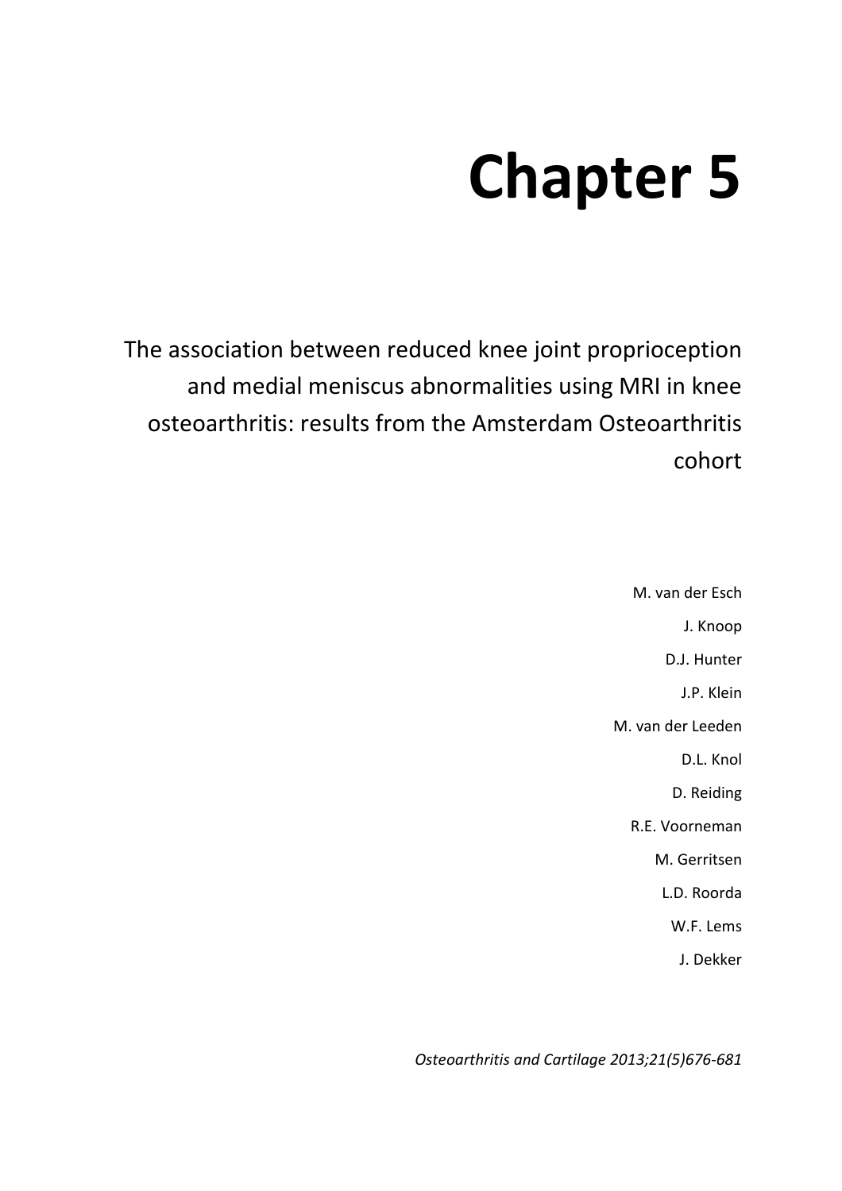# Chapter 5

## The association between reduced knee joint proprioception and medial meniscus abnormalities using MRI in knee osteoarthritis: results from the Amsterdam Osteoarthritis cohort

M. van der Esch

J. Knoop

D.J. Hunter

J.P. Klein

M. van der Leeden

D.L. Knol

D. Reiding

R.E. Voorneman

M. Gerritsen

L.D. Roorda

W.F. Lems

J. Dekker

*Osteoarthritis and Cartilage 2013;21(5)676-681*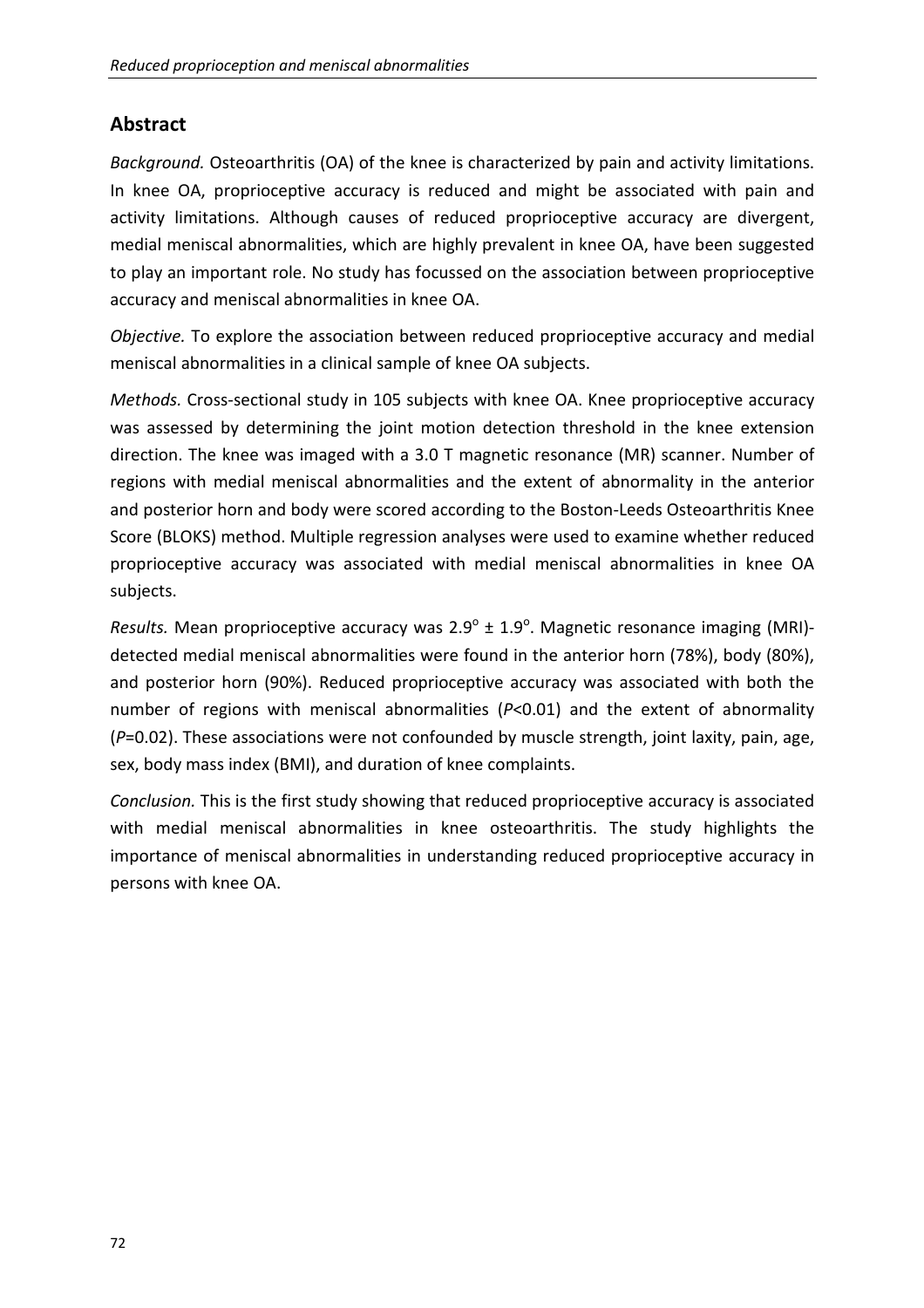## Abstract

*Background.* Osteoarthritis (OA) of the knee is characterized by pain and activity limitations. In knee OA, proprioceptive accuracy is reduced and might be associated with pain and activity limitations. Although causes of reduced proprioceptive accuracy are divergent, medial meniscal abnormalities, which are highly prevalent in knee OA, have been suggested to play an important role. No study has focussed on the association between proprioceptive accuracy and meniscal abnormalities in knee OA.

*Objective.* To explore the association between reduced proprioceptive accuracy and medial meniscal abnormalities in a clinical sample of knee OA subjects.

*Methods.* Cross-sectional study in 105 subjects with knee OA. Knee proprioceptive accuracy was assessed by determining the joint motion detection threshold in the knee extension direction. The knee was imaged with a 3.0 T magnetic resonance (MR) scanner. Number of regions with medial meniscal abnormalities and the extent of abnormality in the anterior and posterior horn and body were scored according to the Boston-Leeds Osteoarthritis Knee Score (BLOKS) method. Multiple regression analyses were used to examine whether reduced proprioceptive accuracy was associated with medial meniscal abnormalities in knee OA subjects.

*Results.* Mean proprioceptive accuracy was $2.9^{o} \pm 1.9^{o}$. Magnetic resonance imaging (MRI)-detected medial meniscal abnormalities were found in the anterior horn (78%), body (80%), and posterior horn (90%). Reduced proprioceptive accuracy was associated with both the number of regions with meniscal abnormalities ($P<0.01$) and the extent of abnormality ($P=0.02$). These associations were not confounded by muscle strength, joint laxity, pain, age, sex, body mass index (BMI), and duration of knee complaints.

*Conclusion.* This is the first study showing that reduced proprioceptive accuracy is associated with medial meniscal abnormalities in knee osteoarthritis. The study highlights the importance of meniscal abnormalities in understanding reduced proprioceptive accuracy in persons with knee OA.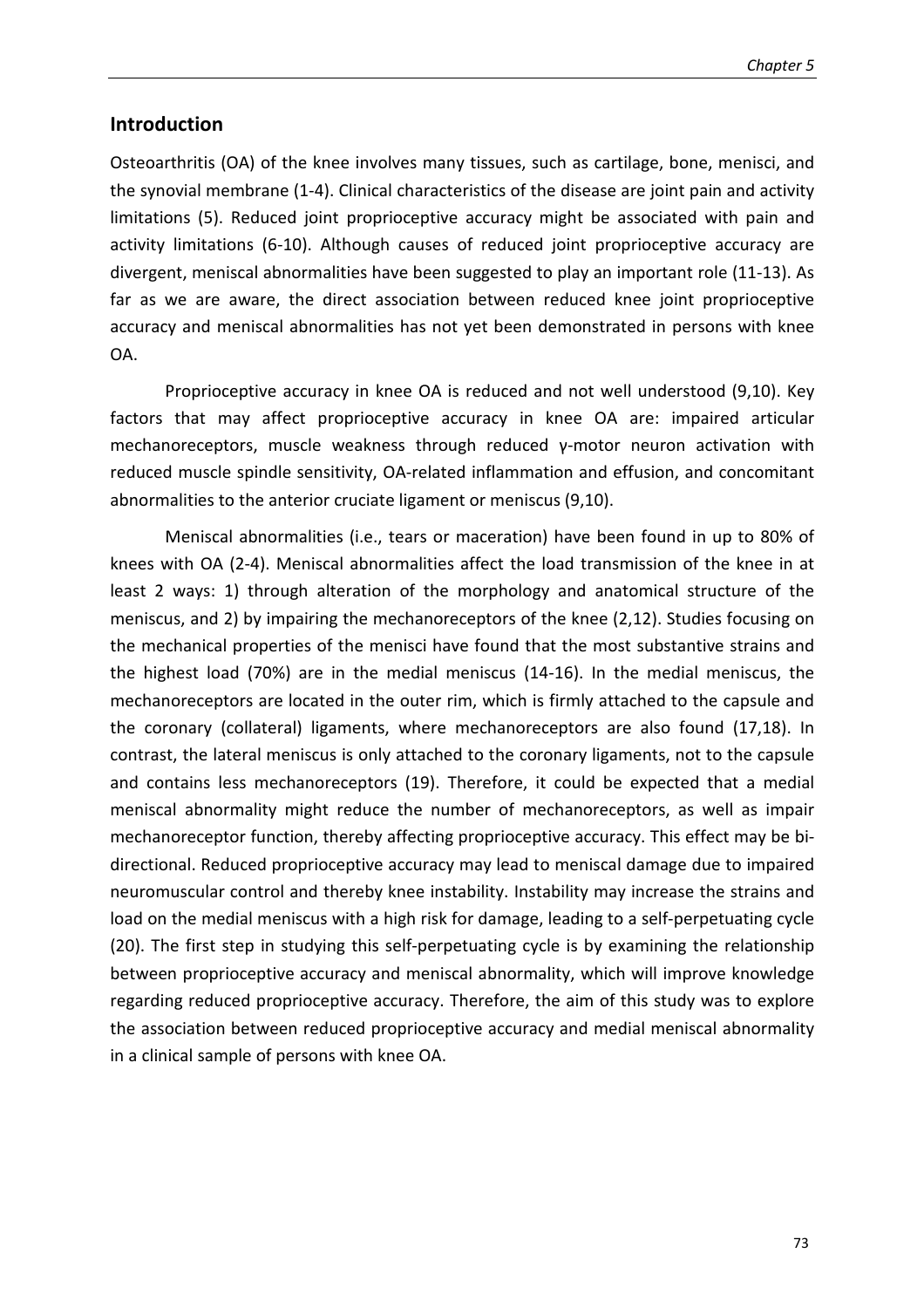## Introduction

Osteoarthritis (OA) of the knee involves many tissues, such as cartilage, bone, menisci, and the synovial membrane (1-4). Clinical characteristics of the disease are joint pain and activity limitations (5). Reduced joint proprioceptive accuracy might be associated with pain and activity limitations (6-10). Although causes of reduced joint proprioceptive accuracy are divergent, meniscal abnormalities have been suggested to play an important role (11-13). As far as we are aware, the direct association between reduced knee joint proprioceptive accuracy and meniscal abnormalities has not yet been demonstrated in persons with knee OA.

Proprioceptive accuracy in knee OA is reduced and not well understood (9,10). Key factors that may affect proprioceptive accuracy in knee OA are: impaired articular mechanoreceptors, muscle weakness through reduced γ-motor neuron activation with reduced muscle spindle sensitivity, OA-related inflammation and effusion, and concomitant abnormalities to the anterior cruciate ligament or meniscus (9,10).

Meniscal abnormalities (i.e., tears or maceration) have been found in up to 80% of knees with OA (2-4). Meniscal abnormalities affect the load transmission of the knee in at least 2 ways: 1) through alteration of the morphology and anatomical structure of the meniscus, and 2) by impairing the mechanoreceptors of the knee (2,12). Studies focusing on the mechanical properties of the menisci have found that the most substantive strains and the highest load (70%) are in the medial meniscus (14-16). In the medial meniscus, the mechanoreceptors are located in the outer rim, which is firmly attached to the capsule and the coronary (collateral) ligaments, where mechanoreceptors are also found (17,18). In contrast, the lateral meniscus is only attached to the coronary ligaments, not to the capsule and contains less mechanoreceptors (19). Therefore, it could be expected that a medial meniscal abnormality might reduce the number of mechanoreceptors, as well as impair mechanoreceptor function, thereby affecting proprioceptive accuracy. This effect may be bi-directional. Reduced proprioceptive accuracy may lead to meniscal damage due to impaired neuromuscular control and thereby knee instability. Instability may increase the strains and load on the medial meniscus with a high risk for damage, leading to a self-perpetuating cycle (20). The first step in studying this self-perpetuating cycle is by examining the relationship between proprioceptive accuracy and meniscal abnormality, which will improve knowledge regarding reduced proprioceptive accuracy. Therefore, the aim of this study was to explore the association between reduced proprioceptive accuracy and medial meniscal abnormality in a clinical sample of persons with knee OA.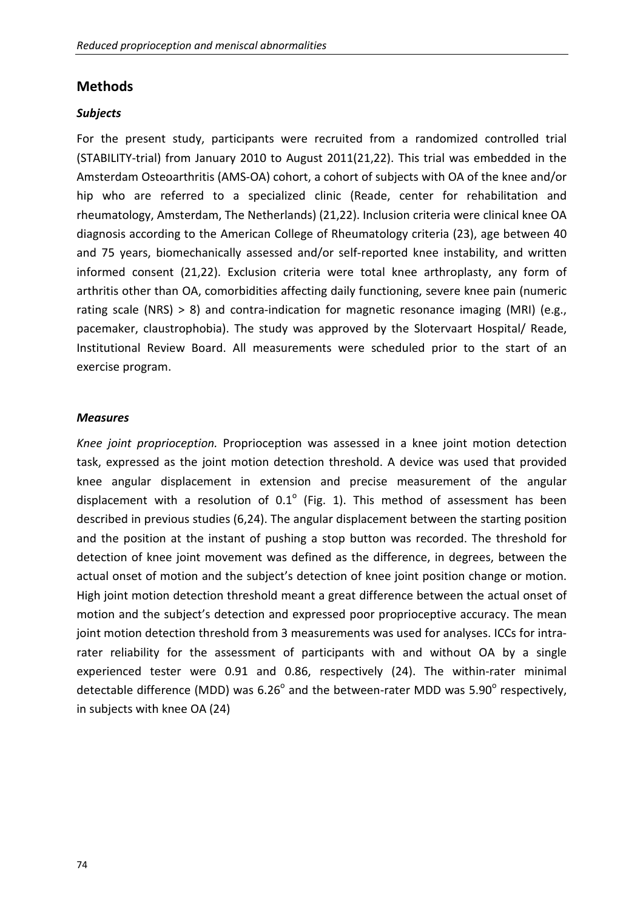## Methods

### *Subjects*

For the present study, participants were recruited from a randomized controlled trial (STABILITY-trial) from January 2010 to August 2011(21,22). This trial was embedded in the Amsterdam Osteoarthritis (AMS-OA) cohort, a cohort of subjects with OA of the knee and/or hip who are referred to a specialized clinic (Reade, center for rehabilitation and rheumatology, Amsterdam, The Netherlands) (21,22). Inclusion criteria were clinical knee OA diagnosis according to the American College of Rheumatology criteria (23), age between 40 and 75 years, biomechanically assessed and/or self-reported knee instability, and written informed consent (21,22). Exclusion criteria were total knee arthroplasty, any form of arthritis other than OA, comorbidities affecting daily functioning, severe knee pain (numeric rating scale (NRS) > 8) and contra-indication for magnetic resonance imaging (MRI) (e.g., pacemaker, claustrophobia). The study was approved by the Slotervaart Hospital/ Reade, Institutional Review Board. All measurements were scheduled prior to the start of an exercise program.

### *Measures*

*Knee joint proprioception.* Proprioception was assessed in a knee joint motion detection task, expressed as the joint motion detection threshold. A device was used that provided knee angular displacement in extension and precise measurement of the angular displacement with a resolution of $0.1^{\circ}$ (Fig. 1). This method of assessment has been described in previous studies (6,24). The angular displacement between the starting position and the position at the instant of pushing a stop button was recorded. The threshold for detection of knee joint movement was defined as the difference, in degrees, between the actual onset of motion and the subject's detection of knee joint position change or motion. High joint motion detection threshold meant a great difference between the actual onset of motion and the subject's detection and expressed poor proprioceptive accuracy. The mean joint motion detection threshold from 3 measurements was used for analyses. ICCs for intra-rater reliability for the assessment of participants with and without OA by a single experienced tester were 0.91 and 0.86, respectively (24). The within-rater minimal detectable difference (MDD) was $6.26^{\circ}$ and the between-rater MDD was $5.90^{\circ}$ respectively, in subjects with knee OA (24)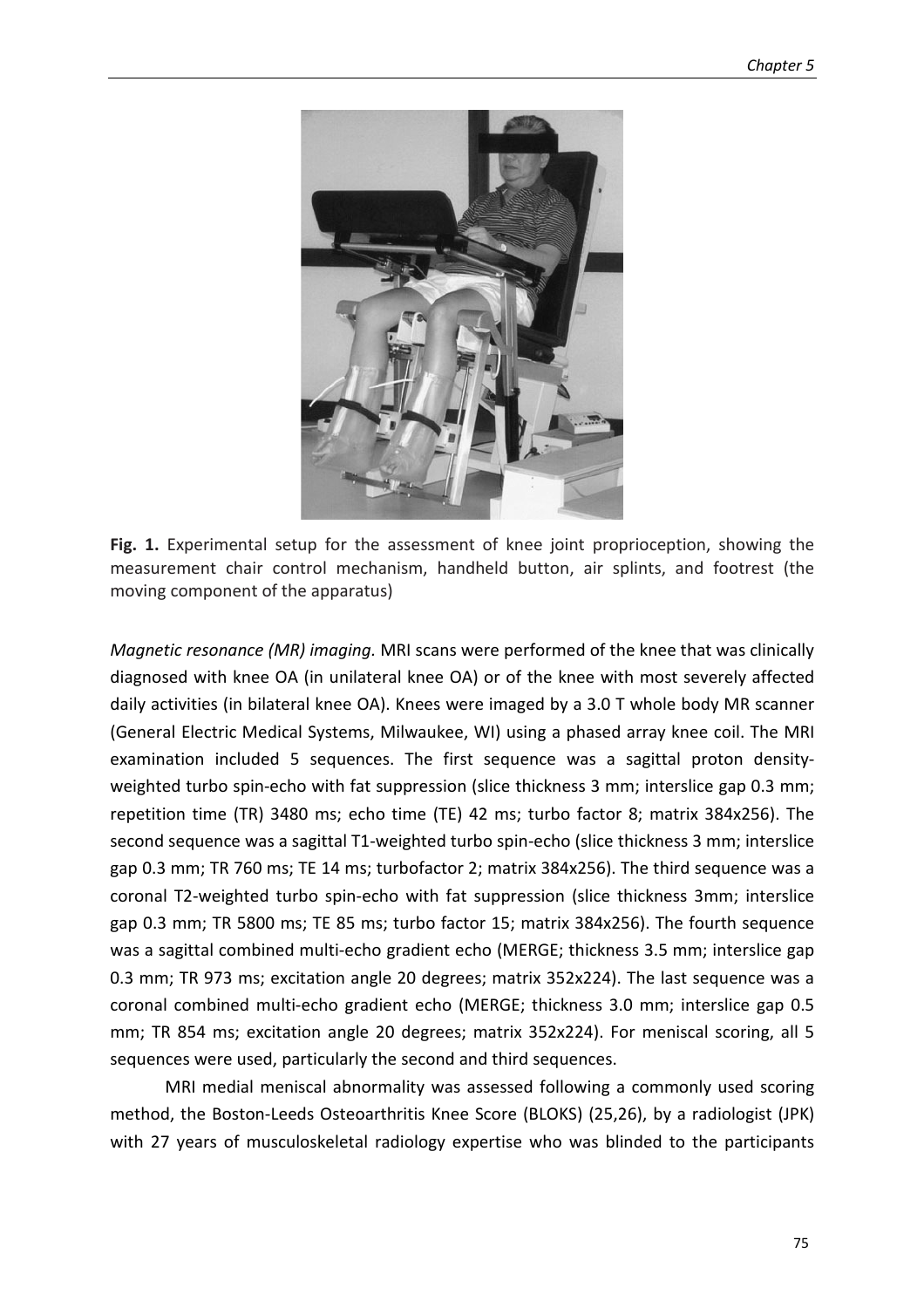**Fig. 1.** Experimental setup for the assessment of knee joint proprioception, showing the measurement chair control mechanism, handheld button, air splints, and footrest (the moving component of the apparatus)

*Magnetic resonance (MR) imaging.* MRI scans were performed of the knee that was clinically diagnosed with knee OA (in unilateral knee OA) or of the knee with most severely affected daily activities (in bilateral knee OA). Knees were imaged by a 3.0 T whole body MR scanner (General Electric Medical Systems, Milwaukee, WI) using a phased array knee coil. The MRI examination included 5 sequences. The first sequence was a sagittal proton density-weighted turbo spin-echo with fat suppression (slice thickness 3 mm; interslice gap 0.3 mm; repetition time (TR) 3480 ms; echo time (TE) 42 ms; turbo factor 8; matrix 384x256). The second sequence was a sagittal T1-weighted turbo spin-echo (slice thickness 3 mm; interslice gap 0.3 mm; TR 760 ms; TE 14 ms; turbofactor 2; matrix 384x256). The third sequence was a coronal T2-weighted turbo spin-echo with fat suppression (slice thickness 3mm; interslice gap 0.3 mm; TR 5800 ms; TE 85 ms; turbo factor 15; matrix 384x256). The fourth sequence was a sagittal combined multi-echo gradient echo (MERGE; thickness 3.5 mm; interslice gap 0.3 mm; TR 973 ms; excitation angle 20 degrees; matrix 352x224). The last sequence was a coronal combined multi-echo gradient echo (MERGE; thickness 3.0 mm; interslice gap 0.5 mm; TR 854 ms; excitation angle 20 degrees; matrix 352x224). For meniscal scoring, all 5 sequences were used, particularly the second and third sequences.

MRI medial meniscal abnormality was assessed following a commonly used scoring method, the Boston-Leeds Osteoarthritis Knee Score (BLOKS) (25,26), by a radiologist (JPK) with 27 years of musculoskeletal radiology expertise who was blinded to the participants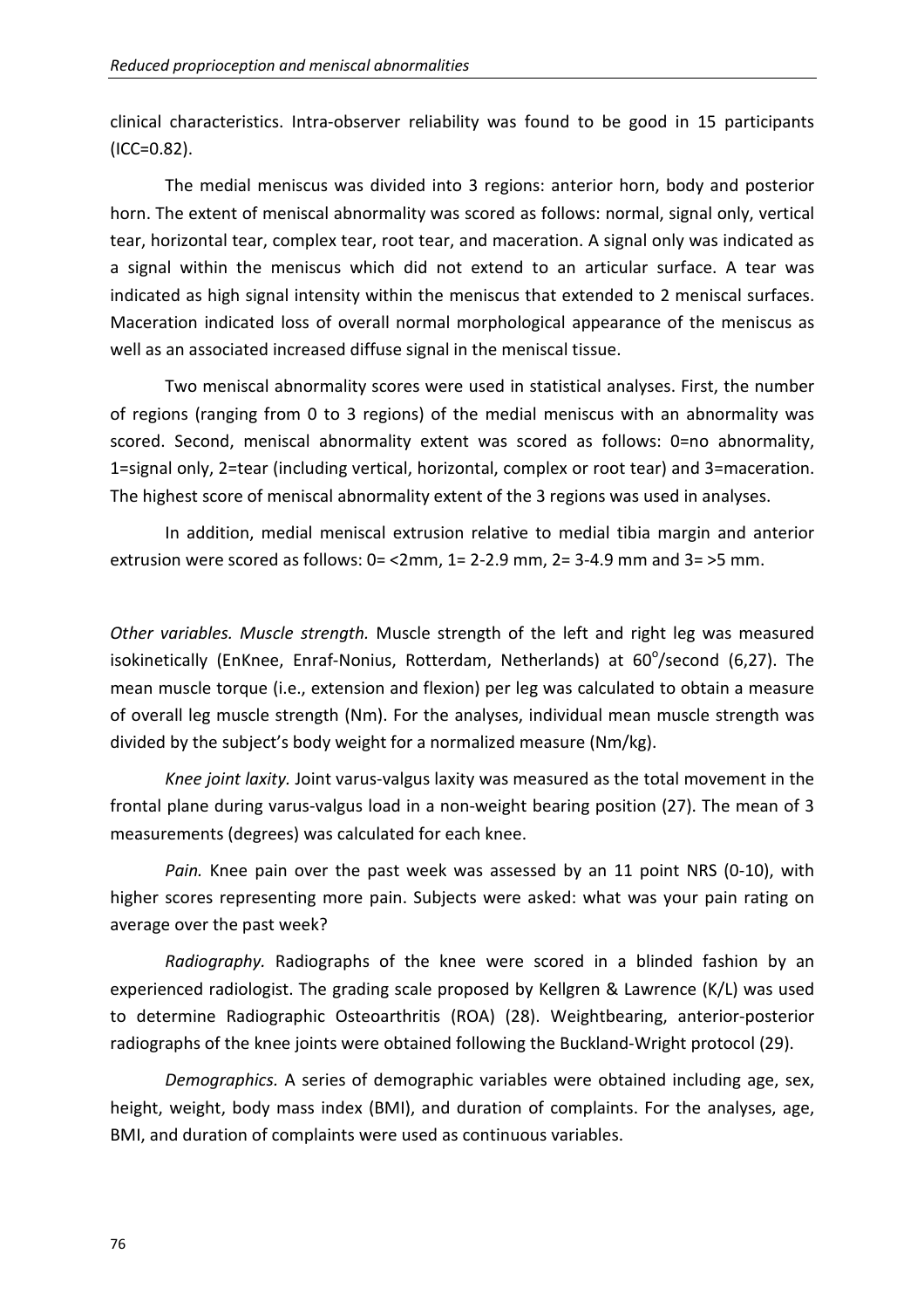clinical characteristics. Intra-observer reliability was found to be good in 15 participants (ICC=0.82).

The medial meniscus was divided into 3 regions: anterior horn, body and posterior horn. The extent of meniscal abnormality was scored as follows: normal, signal only, vertical tear, horizontal tear, complex tear, root tear, and maceration. A signal only was indicated as a signal within the meniscus which did not extend to an articular surface. A tear was indicated as high signal intensity within the meniscus that extended to 2 meniscal surfaces. Maceration indicated loss of overall normal morphological appearance of the meniscus as well as an associated increased diffuse signal in the meniscal tissue.

Two meniscal abnormality scores were used in statistical analyses. First, the number of regions (ranging from 0 to 3 regions) of the medial meniscus with an abnormality was scored. Second, meniscal abnormality extent was scored as follows: 0=no abnormality, 1=signal only, 2=tear (including vertical, horizontal, complex or root tear) and 3=maceration. The highest score of meniscal abnormality extent of the 3 regions was used in analyses.

In addition, medial meniscal extrusion relative to medial tibia margin and anterior extrusion were scored as follows: 0= <2mm, 1= 2-2.9 mm, 2= 3-4.9 mm and 3= >5 mm.

*Other variables. Muscle strength.* Muscle strength of the left and right leg was measured isokinetically (EnKnee, Enraf-Nonius, Rotterdam, Netherlands) at $60^{o}$/second (6,27). The mean muscle torque (i.e., extension and flexion) per leg was calculated to obtain a measure of overall leg muscle strength (Nm). For the analyses, individual mean muscle strength was divided by the subject's body weight for a normalized measure (Nm/kg).

*Knee joint laxity.* Joint varus-valgus laxity was measured as the total movement in the frontal plane during varus-valgus load in a non-weight bearing position (27). The mean of 3 measurements (degrees) was calculated for each knee.

*Pain.* Knee pain over the past week was assessed by an 11 point NRS (0-10), with higher scores representing more pain. Subjects were asked: what was your pain rating on average over the past week?

*Radiography.* Radiographs of the knee were scored in a blinded fashion by an experienced radiologist. The grading scale proposed by Kellgren & Lawrence (K/L) was used to determine Radiographic Osteoarthritis (ROA) (28). Weightbearing, anterior-posterior radiographs of the knee joints were obtained following the Buckland-Wright protocol (29).

*Demographics.* A series of demographic variables were obtained including age, sex, height, weight, body mass index (BMI), and duration of complaints. For the analyses, age, BMI, and duration of complaints were used as continuous variables.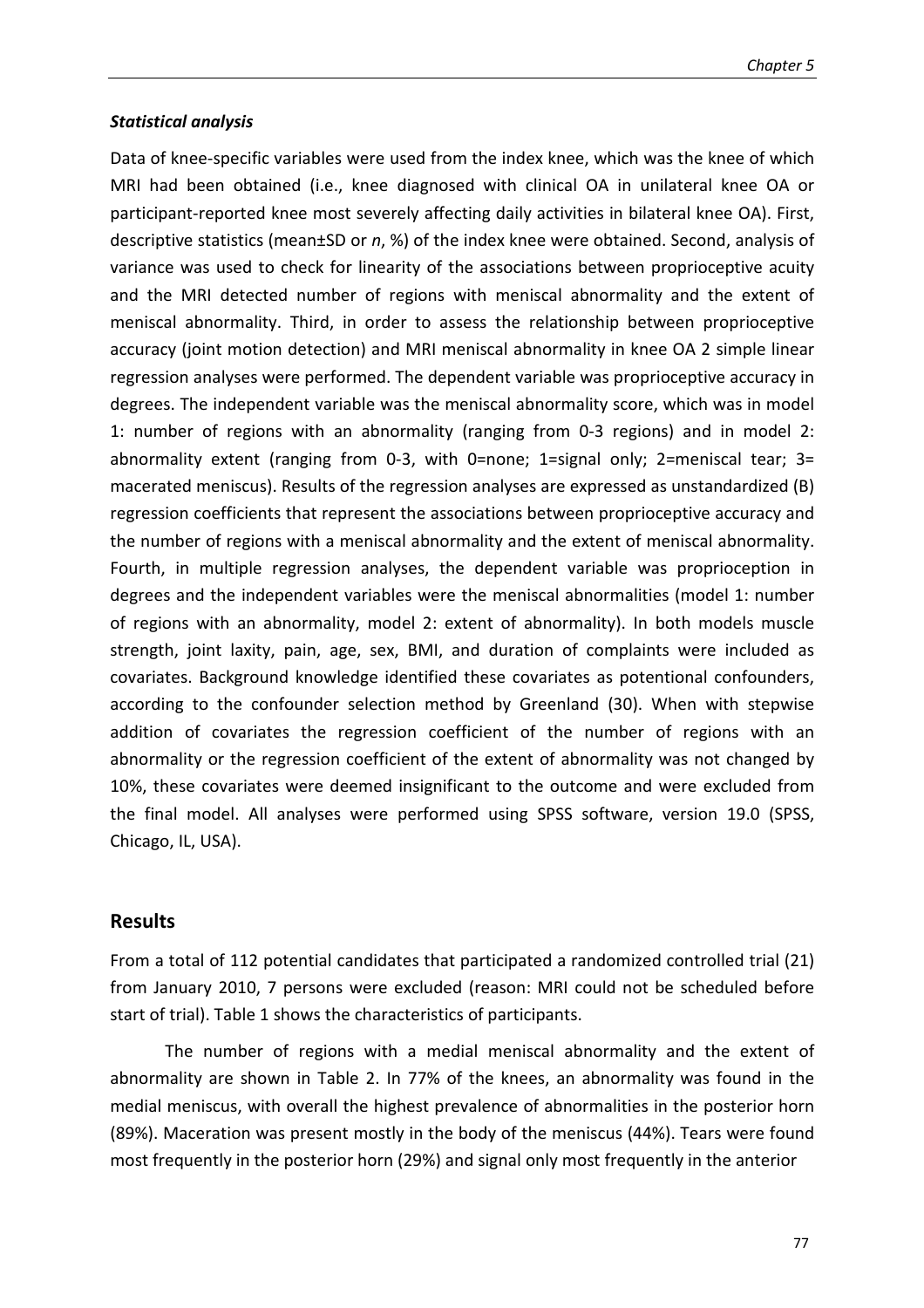### *Statistical analysis*

Data of knee-specific variables were used from the index knee, which was the knee of which MRI had been obtained (i.e., knee diagnosed with clinical OA in unilateral knee OA or participant-reported knee most severely affecting daily activities in bilateral knee OA). First, descriptive statistics (mean±SD or *n*, %) of the index knee were obtained. Second, analysis of variance was used to check for linearity of the associations between proprioceptive acuity and the MRI detected number of regions with meniscal abnormality and the extent of meniscal abnormality. Third, in order to assess the relationship between proprioceptive accuracy (joint motion detection) and MRI meniscal abnormality in knee OA 2 simple linear regression analyses were performed. The dependent variable was proprioceptive accuracy in degrees. The independent variable was the meniscal abnormality score, which was in model 1: number of regions with an abnormality (ranging from 0-3 regions) and in model 2: abnormality extent (ranging from 0-3, with 0=none; 1=signal only; 2=meniscal tear; 3= macerated meniscus). Results of the regression analyses are expressed as unstandardized (B) regression coefficients that represent the associations between proprioceptive accuracy and the number of regions with a meniscal abnormality and the extent of meniscal abnormality. Fourth, in multiple regression analyses, the dependent variable was proprioception in degrees and the independent variables were the meniscal abnormalities (model 1: number of regions with an abnormality, model 2: extent of abnormality). In both models muscle strength, joint laxity, pain, age, sex, BMI, and duration of complaints were included as covariates. Background knowledge identified these covariates as potentional confounders, according to the confounder selection method by Greenland (30). When with stepwise addition of covariates the regression coefficient of the number of regions with an abnormality or the regression coefficient of the extent of abnormality was not changed by 10%, these covariates were deemed insignificant to the outcome and were excluded from the final model. All analyses were performed using SPSS software, version 19.0 (SPSS, Chicago, IL, USA).

## Results

From a total of 112 potential candidates that participated a randomized controlled trial (21) from January 2010, 7 persons were excluded (reason: MRI could not be scheduled before start of trial). Table 1 shows the characteristics of participants.

The number of regions with a medial meniscal abnormality and the extent of abnormality are shown in Table 2. In 77% of the knees, an abnormality was found in the medial meniscus, with overall the highest prevalence of abnormalities in the posterior horn (89%). Maceration was present mostly in the body of the meniscus (44%). Tears were found most frequently in the posterior horn (29%) and signal only most frequently in the anterior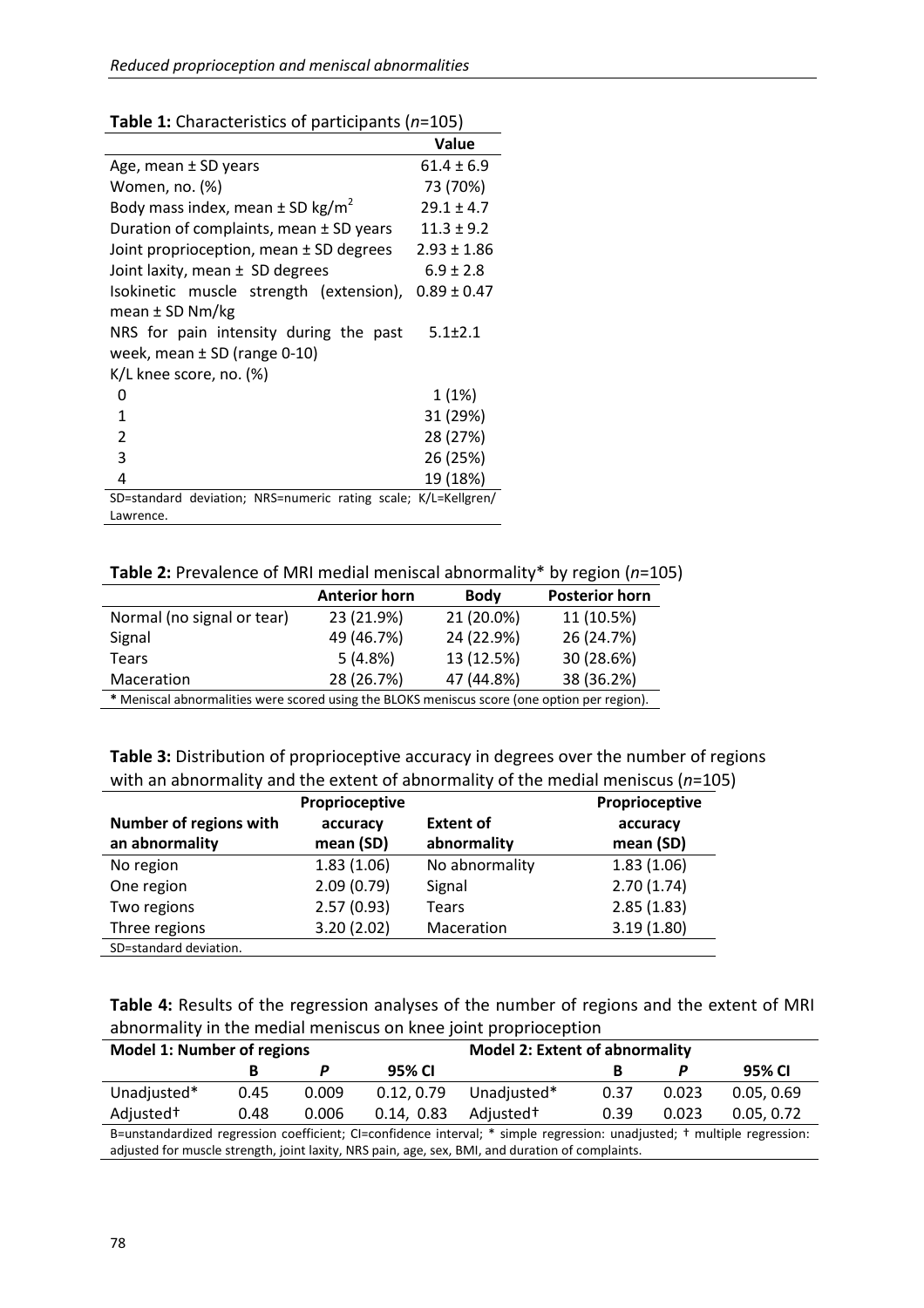**Table 1:** Characteristics of participants (*n*=105)

| | Value |
|---|---|
| Age, mean ± SD years | 61.4 ± 6.9 |
| Women, no. (%) | 73 (70%) |
| Body mass index, mean ± SD kg/m$^2$ | 29.1 ± 4.7 |
| Duration of complaints, mean ± SD years | 11.3 ± 9.2 |
| Joint proprioception, mean ± SD degrees | 2.93 ± 1.86 |
| Joint laxity, mean ± SD degrees | 6.9 ± 2.8 |
| Isokinetic muscle strength (extension), mean ± SD Nm/kg | 0.89 ± 0.47 |
| NRS for pain intensity during the past week, mean ± SD (range 0-10) | 5.1±2.1 |
| K/L knee score, no. (%) | |
| 0 | 1 (1%) |
| 1 | 31 (29%) |
| 2 | 28 (27%) |
| 3 | 26 (25%) |
| 4 | 19 (18%) |

SD=standard deviation; NRS=numeric rating scale; K/L=Kellgren/Lawrence.

**Table 2:** Prevalence of MRI medial meniscal abnormality* by region (*n*=105)

| | Anterior horn | Body | Posterior horn |
|---|---|---|---|
| Normal (no signal or tear) | 23 (21.9%) | 21 (20.0%) | 11 (10.5%) |
| Signal | 49 (46.7%) | 24 (22.9%) | 26 (24.7%) |
| Tears | 5 (4.8%) | 13 (12.5%) | 30 (28.6%) |
| Maceration | 28 (26.7%) | 47 (44.8%) | 38 (36.2%) |

**\*** Meniscal abnormalities were scored using the BLOKS meniscus score (one option per region).

**Table 3:** Distribution of proprioceptive accuracy in degrees over the number of regions with an abnormality and the extent of abnormality of the medial meniscus (*n*=105)

| Number of regions with an abnormality | Proprioceptive accuracy mean (SD) | Extent of abnormality | Proprioceptive accuracy mean (SD) |
|---|---|---|---|
| No region | 1.83 (1.06) | No abnormality | 1.83 (1.06) |
| One region | 2.09 (0.79) | Signal | 2.70 (1.74) |
| Two regions | 2.57 (0.93) | Tears | 2.85 (1.83) |
| Three regions | 3.20 (2.02) | Maceration | 3.19 (1.80) |

SD=standard deviation.

**Table 4:** Results of the regression analyses of the number of regions and the extent of MRI abnormality in the medial meniscus on knee joint proprioception

| Model 1: Number of regions | | | | Model 2: Extent of abnormality | | | |
|---|---|---|---|---|---|---|---|
| | B | P | 95% CI | | B | P | 95% CI |
| Unadjusted* | 0.45 | 0.009 | 0.12, 0.79 | Unadjusted* | 0.37 | 0.023 | 0.05, 0.69 |
| Adjusted† | 0.48 | 0.006 | 0.14, 0.83 | Adjusted† | 0.39 | 0.023 | 0.05, 0.72 |

B=unstandardized regression coefficient; CI=confidence interval; * simple regression: unadjusted; † multiple regression: adjusted for muscle strength, joint laxity, NRS pain, age, sex, BMI, and duration of complaints.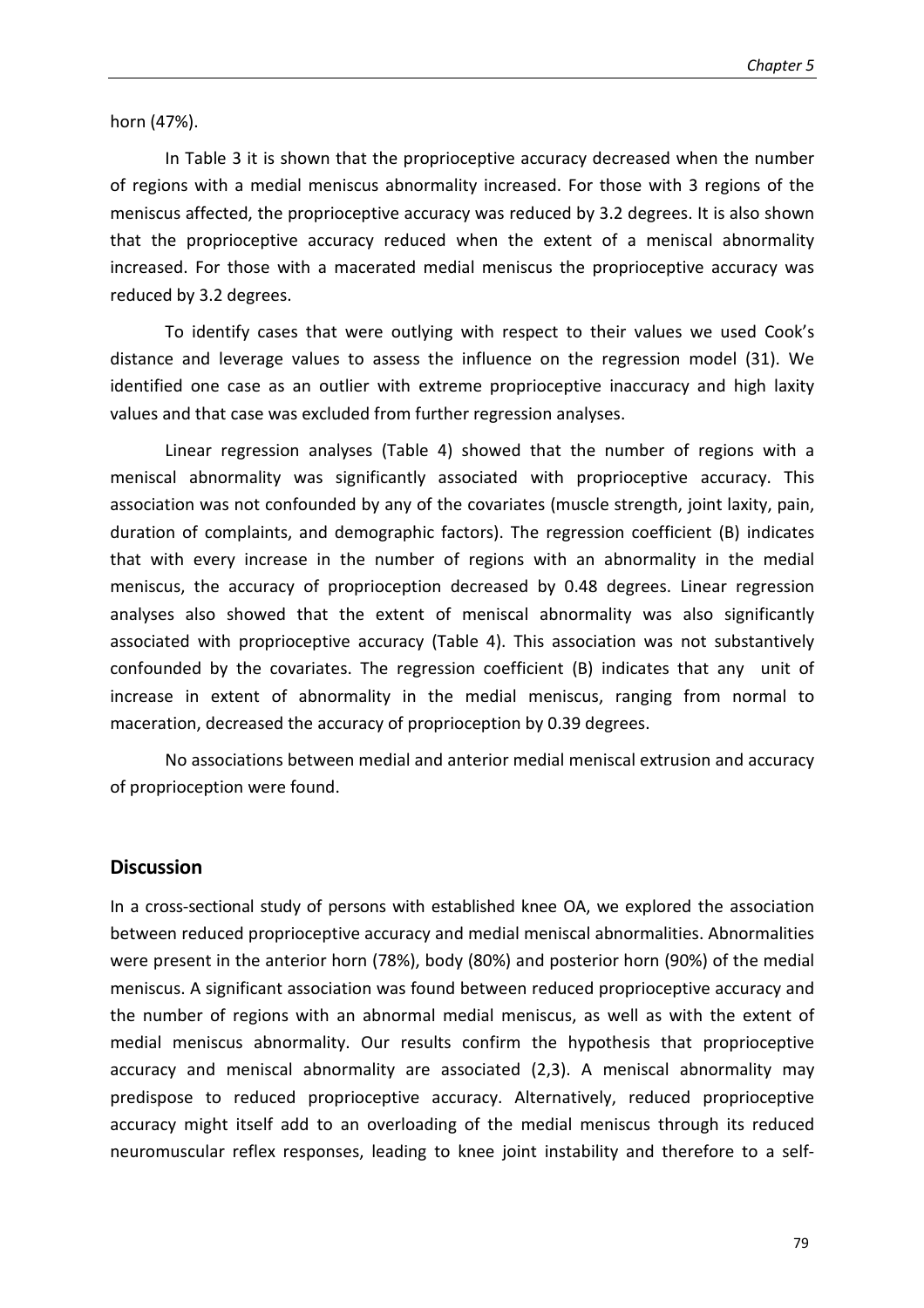horn (47%).

In Table 3 it is shown that the proprioceptive accuracy decreased when the number of regions with a medial meniscus abnormality increased. For those with 3 regions of the meniscus affected, the proprioceptive accuracy was reduced by 3.2 degrees. It is also shown that the proprioceptive accuracy reduced when the extent of a meniscal abnormality increased. For those with a macerated medial meniscus the proprioceptive accuracy was reduced by 3.2 degrees.

To identify cases that were outlying with respect to their values we used Cook's distance and leverage values to assess the influence on the regression model (31). We identified one case as an outlier with extreme proprioceptive inaccuracy and high laxity values and that case was excluded from further regression analyses.

Linear regression analyses (Table 4) showed that the number of regions with a meniscal abnormality was significantly associated with proprioceptive accuracy. This association was not confounded by any of the covariates (muscle strength, joint laxity, pain, duration of complaints, and demographic factors). The regression coefficient (B) indicates that with every increase in the number of regions with an abnormality in the medial meniscus, the accuracy of proprioception decreased by 0.48 degrees. Linear regression analyses also showed that the extent of meniscal abnormality was also significantly associated with proprioceptive accuracy (Table 4). This association was not substantively confounded by the covariates. The regression coefficient (B) indicates that any unit of increase in extent of abnormality in the medial meniscus, ranging from normal to maceration, decreased the accuracy of proprioception by 0.39 degrees.

No associations between medial and anterior medial meniscal extrusion and accuracy of proprioception were found.

## Discussion

In a cross-sectional study of persons with established knee OA, we explored the association between reduced proprioceptive accuracy and medial meniscal abnormalities. Abnormalities were present in the anterior horn (78%), body (80%) and posterior horn (90%) of the medial meniscus. A significant association was found between reduced proprioceptive accuracy and the number of regions with an abnormal medial meniscus, as well as with the extent of medial meniscus abnormality. Our results confirm the hypothesis that proprioceptive accuracy and meniscal abnormality are associated (2,3). A meniscal abnormality may predispose to reduced proprioceptive accuracy. Alternatively, reduced proprioceptive accuracy might itself add to an overloading of the medial meniscus through its reduced neuromuscular reflex responses, leading to knee joint instability and therefore to a self-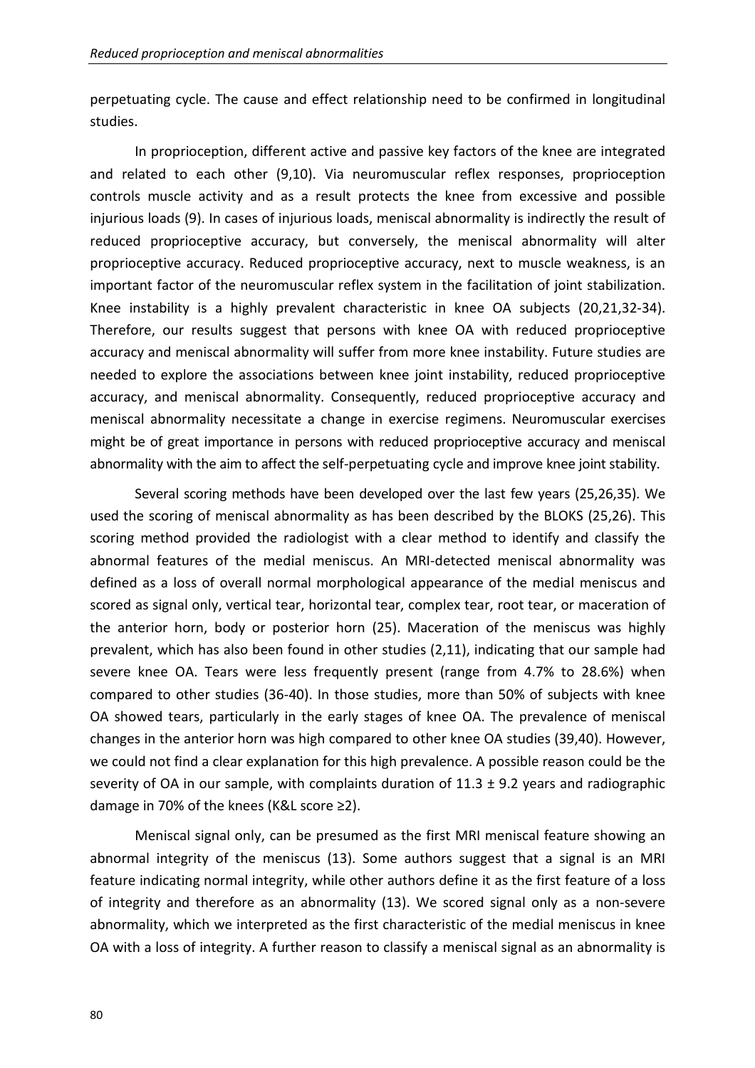perpetuating cycle. The cause and effect relationship need to be confirmed in longitudinal studies.

In proprioception, different active and passive key factors of the knee are integrated and related to each other (9,10). Via neuromuscular reflex responses, proprioception controls muscle activity and as a result protects the knee from excessive and possible injurious loads (9). In cases of injurious loads, meniscal abnormality is indirectly the result of reduced proprioceptive accuracy, but conversely, the meniscal abnormality will alter proprioceptive accuracy. Reduced proprioceptive accuracy, next to muscle weakness, is an important factor of the neuromuscular reflex system in the facilitation of joint stabilization. Knee instability is a highly prevalent characteristic in knee OA subjects (20,21,32-34). Therefore, our results suggest that persons with knee OA with reduced proprioceptive accuracy and meniscal abnormality will suffer from more knee instability. Future studies are needed to explore the associations between knee joint instability, reduced proprioceptive accuracy, and meniscal abnormality. Consequently, reduced proprioceptive accuracy and meniscal abnormality necessitate a change in exercise regimens. Neuromuscular exercises might be of great importance in persons with reduced proprioceptive accuracy and meniscal abnormality with the aim to affect the self-perpetuating cycle and improve knee joint stability.

Several scoring methods have been developed over the last few years (25,26,35). We used the scoring of meniscal abnormality as has been described by the BLOKS (25,26). This scoring method provided the radiologist with a clear method to identify and classify the abnormal features of the medial meniscus. An MRI-detected meniscal abnormality was defined as a loss of overall normal morphological appearance of the medial meniscus and scored as signal only, vertical tear, horizontal tear, complex tear, root tear, or maceration of the anterior horn, body or posterior horn (25). Maceration of the meniscus was highly prevalent, which has also been found in other studies (2,11), indicating that our sample had severe knee OA. Tears were less frequently present (range from 4.7% to 28.6%) when compared to other studies (36-40). In those studies, more than 50% of subjects with knee OA showed tears, particularly in the early stages of knee OA. The prevalence of meniscal changes in the anterior horn was high compared to other knee OA studies (39,40). However, we could not find a clear explanation for this high prevalence. A possible reason could be the severity of OA in our sample, with complaints duration of 11.3 ± 9.2 years and radiographic damage in 70% of the knees (K&L score ≥2).

Meniscal signal only, can be presumed as the first MRI meniscal feature showing an abnormal integrity of the meniscus (13). Some authors suggest that a signal is an MRI feature indicating normal integrity, while other authors define it as the first feature of a loss of integrity and therefore as an abnormality (13). We scored signal only as a non-severe abnormality, which we interpreted as the first characteristic of the medial meniscus in knee OA with a loss of integrity. A further reason to classify a meniscal signal as an abnormality is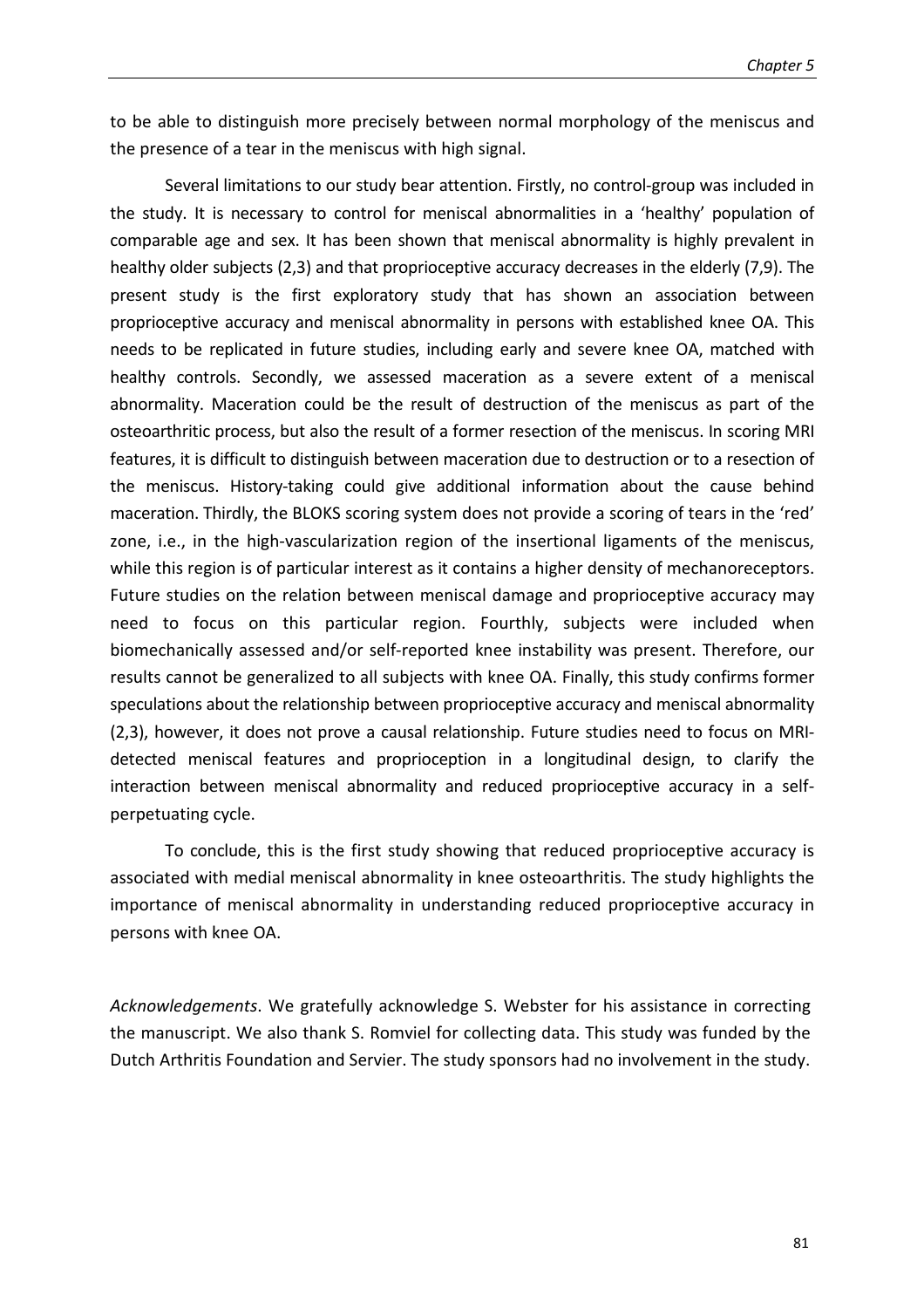to be able to distinguish more precisely between normal morphology of the meniscus and the presence of a tear in the meniscus with high signal.

Several limitations to our study bear attention. Firstly, no control-group was included in the study. It is necessary to control for meniscal abnormalities in a 'healthy' population of comparable age and sex. It has been shown that meniscal abnormality is highly prevalent in healthy older subjects (2,3) and that proprioceptive accuracy decreases in the elderly (7,9). The present study is the first exploratory study that has shown an association between proprioceptive accuracy and meniscal abnormality in persons with established knee OA. This needs to be replicated in future studies, including early and severe knee OA, matched with healthy controls. Secondly, we assessed maceration as a severe extent of a meniscal abnormality. Maceration could be the result of destruction of the meniscus as part of the osteoarthritic process, but also the result of a former resection of the meniscus. In scoring MRI features, it is difficult to distinguish between maceration due to destruction or to a resection of the meniscus. History-taking could give additional information about the cause behind maceration. Thirdly, the BLOKS scoring system does not provide a scoring of tears in the 'red' zone, i.e., in the high-vascularization region of the insertional ligaments of the meniscus, while this region is of particular interest as it contains a higher density of mechanoreceptors. Future studies on the relation between meniscal damage and proprioceptive accuracy may need to focus on this particular region. Fourthly, subjects were included when biomechanically assessed and/or self-reported knee instability was present. Therefore, our results cannot be generalized to all subjects with knee OA. Finally, this study confirms former speculations about the relationship between proprioceptive accuracy and meniscal abnormality (2,3), however, it does not prove a causal relationship. Future studies need to focus on MRI-detected meniscal features and proprioception in a longitudinal design, to clarify the interaction between meniscal abnormality and reduced proprioceptive accuracy in a self-perpetuating cycle.

To conclude, this is the first study showing that reduced proprioceptive accuracy is associated with medial meniscal abnormality in knee osteoarthritis. The study highlights the importance of meniscal abnormality in understanding reduced proprioceptive accuracy in persons with knee OA.

*Acknowledgements*. We gratefully acknowledge S. Webster for his assistance in correcting the manuscript. We also thank S. Romviel for collecting data. This study was funded by the Dutch Arthritis Foundation and Servier. The study sponsors had no involvement in the study.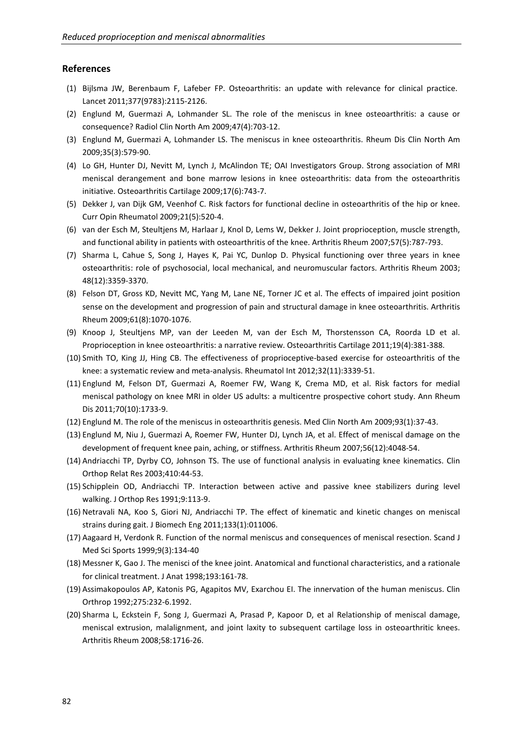## References

(1) Bijlsma JW, Berenbaum F, Lafeber FP. Osteoarthritis: an update with relevance for clinical practice. Lancet 2011;377(9783):2115-2126.

(2) Englund M, Guermazi A, Lohmander SL. The role of the meniscus in knee osteoarthritis: a cause or consequence? Radiol Clin North Am 2009;47(4):703-12.

(3) Englund M, Guermazi A, Lohmander LS. The meniscus in knee osteoarthritis. Rheum Dis Clin North Am 2009;35(3):579-90.

(4) Lo GH, Hunter DJ, Nevitt M, Lynch J, McAlindon TE; OAI Investigators Group. Strong association of MRI meniscal derangement and bone marrow lesions in knee osteoarthritis: data from the osteoarthritis initiative. Osteoarthritis Cartilage 2009;17(6):743-7.

(5) Dekker J, van Dijk GM, Veenhof C. Risk factors for functional decline in osteoarthritis of the hip or knee. Curr Opin Rheumatol 2009;21(5):520-4.

(6) van der Esch M, Steultjens M, Harlaar J, Knol D, Lems W, Dekker J. Joint proprioception, muscle strength, and functional ability in patients with osteoarthritis of the knee. Arthritis Rheum 2007;57(5):787-793.

(7) Sharma L, Cahue S, Song J, Hayes K, Pai YC, Dunlop D. Physical functioning over three years in knee osteoarthritis: role of psychosocial, local mechanical, and neuromuscular factors. Arthritis Rheum 2003; 48(12):3359-3370.

(8) Felson DT, Gross KD, Nevitt MC, Yang M, Lane NE, Torner JC et al. The effects of impaired joint position sense on the development and progression of pain and structural damage in knee osteoarthritis. Arthritis Rheum 2009;61(8):1070-1076.

(9) Knoop J, Steultjens MP, van der Leeden M, van der Esch M, Thorstensson CA, Roorda LD et al. Proprioception in knee osteoarthritis: a narrative review. Osteoarthritis Cartilage 2011;19(4):381-388.

(10) Smith TO, King JJ, Hing CB. The effectiveness of proprioceptive-based exercise for osteoarthritis of the knee: a systematic review and meta-analysis. Rheumatol Int 2012;32(11):3339-51.

(11) Englund M, Felson DT, Guermazi A, Roemer FW, Wang K, Crema MD, et al. Risk factors for medial meniscal pathology on knee MRI in older US adults: a multicentre prospective cohort study. Ann Rheum Dis 2011;70(10):1733-9.

(12) Englund M. The role of the meniscus in osteoarthritis genesis. Med Clin North Am 2009;93(1):37-43.

(13) Englund M, Niu J, Guermazi A, Roemer FW, Hunter DJ, Lynch JA, et al. Effect of meniscal damage on the development of frequent knee pain, aching, or stiffness. Arthritis Rheum 2007;56(12):4048-54.

(14) Andriacchi TP, Dyrby CO, Johnson TS. The use of functional analysis in evaluating knee kinematics. Clin Orthop Relat Res 2003;410:44-53.

(15) Schipplein OD, Andriacchi TP. Interaction between active and passive knee stabilizers during level walking. J Orthop Res 1991;9:113-9.

(16) Netravali NA, Koo S, Giori NJ, Andriacchi TP. The effect of kinematic and kinetic changes on meniscal strains during gait. J Biomech Eng 2011;133(1):011006.

(17) Aagaard H, Verdonk R. Function of the normal meniscus and consequences of meniscal resection. Scand J Med Sci Sports 1999;9(3):134-40

(18) Messner K, Gao J. The menisci of the knee joint. Anatomical and functional characteristics, and a rationale for clinical treatment. J Anat 1998;193:161-78.

(19) Assimakopoulos AP, Katonis PG, Agapitos MV, Exarchou EI. The innervation of the human meniscus. Clin Orthrop 1992;275:232-6.1992.

(20) Sharma L, Eckstein F, Song J, Guermazi A, Prasad P, Kapoor D, et al Relationship of meniscal damage, meniscal extrusion, malalignment, and joint laxity to subsequent cartilage loss in osteoarthritic knees. Arthritis Rheum 2008;58:1716-26.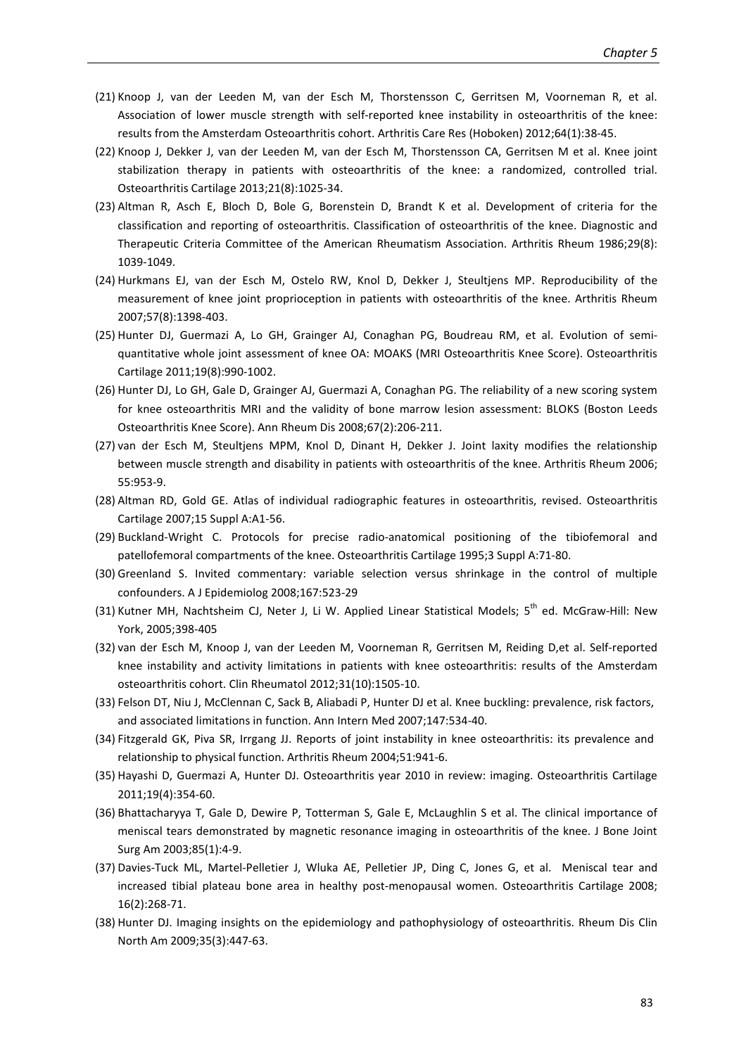(21) Knoop J, van der Leeden M, van der Esch M, Thorstensson C, Gerritsen M, Voorneman R, et al. Association of lower muscle strength with self-reported knee instability in osteoarthritis of the knee: results from the Amsterdam Osteoarthritis cohort. Arthritis Care Res (Hoboken) 2012;64(1):38-45.

(22) Knoop J, Dekker J, van der Leeden M, van der Esch M, Thorstensson CA, Gerritsen M et al. Knee joint stabilization therapy in patients with osteoarthritis of the knee: a randomized, controlled trial. Osteoarthritis Cartilage 2013;21(8):1025-34.

(23) Altman R, Asch E, Bloch D, Bole G, Borenstein D, Brandt K et al. Development of criteria for the classification and reporting of osteoarthritis. Classification of osteoarthritis of the knee. Diagnostic and Therapeutic Criteria Committee of the American Rheumatism Association. Arthritis Rheum 1986;29(8): 1039-1049.

(24) Hurkmans EJ, van der Esch M, Ostelo RW, Knol D, Dekker J, Steultjens MP. Reproducibility of the measurement of knee joint proprioception in patients with osteoarthritis of the knee. Arthritis Rheum 2007;57(8):1398-403.

(25) Hunter DJ, Guermazi A, Lo GH, Grainger AJ, Conaghan PG, Boudreau RM, et al. Evolution of semi-quantitative whole joint assessment of knee OA: MOAKS (MRI Osteoarthritis Knee Score). Osteoarthritis Cartilage 2011;19(8):990-1002.

(26) Hunter DJ, Lo GH, Gale D, Grainger AJ, Guermazi A, Conaghan PG. The reliability of a new scoring system for knee osteoarthritis MRI and the validity of bone marrow lesion assessment: BLOKS (Boston Leeds Osteoarthritis Knee Score). Ann Rheum Dis 2008;67(2):206-211.

(27) van der Esch M, Steultjens MPM, Knol D, Dinant H, Dekker J. Joint laxity modifies the relationship between muscle strength and disability in patients with osteoarthritis of the knee. Arthritis Rheum 2006; 55:953-9.

(28) Altman RD, Gold GE. Atlas of individual radiographic features in osteoarthritis, revised. Osteoarthritis Cartilage 2007;15 Suppl A:A1-56.

(29) Buckland-Wright C. Protocols for precise radio-anatomical positioning of the tibiofemoral and patellofemoral compartments of the knee. Osteoarthritis Cartilage 1995;3 Suppl A:71-80.

(30) Greenland S. Invited commentary: variable selection versus shrinkage in the control of multiple confounders. A J Epidemiolog 2008;167:523-29

(31) Kutner MH, Nachtsheim CJ, Neter J, Li W. Applied Linear Statistical Models; 5th ed. McGraw-Hill: New York, 2005;398-405

(32) van der Esch M, Knoop J, van der Leeden M, Voorneman R, Gerritsen M, Reiding D,et al. Self-reported knee instability and activity limitations in patients with knee osteoarthritis: results of the Amsterdam osteoarthritis cohort. Clin Rheumatol 2012;31(10):1505-10.

(33) Felson DT, Niu J, McClennan C, Sack B, Aliabadi P, Hunter DJ et al. Knee buckling: prevalence, risk factors, and associated limitations in function. Ann Intern Med 2007;147:534-40.

(34) Fitzgerald GK, Piva SR, Irrgang JJ. Reports of joint instability in knee osteoarthritis: its prevalence and relationship to physical function. Arthritis Rheum 2004;51:941-6.

(35) Hayashi D, Guermazi A, Hunter DJ. Osteoarthritis year 2010 in review: imaging. Osteoarthritis Cartilage 2011;19(4):354-60.

(36) Bhattacharyya T, Gale D, Dewire P, Totterman S, Gale E, McLaughlin S et al. The clinical importance of meniscal tears demonstrated by magnetic resonance imaging in osteoarthritis of the knee. J Bone Joint Surg Am 2003;85(1):4-9.

(37) Davies-Tuck ML, Martel-Pelletier J, Wluka AE, Pelletier JP, Ding C, Jones G, et al. Meniscal tear and increased tibial plateau bone area in healthy post-menopausal women. Osteoarthritis Cartilage 2008; 16(2):268-71.

(38) Hunter DJ. Imaging insights on the epidemiology and pathophysiology of osteoarthritis. Rheum Dis Clin North Am 2009;35(3):447-63.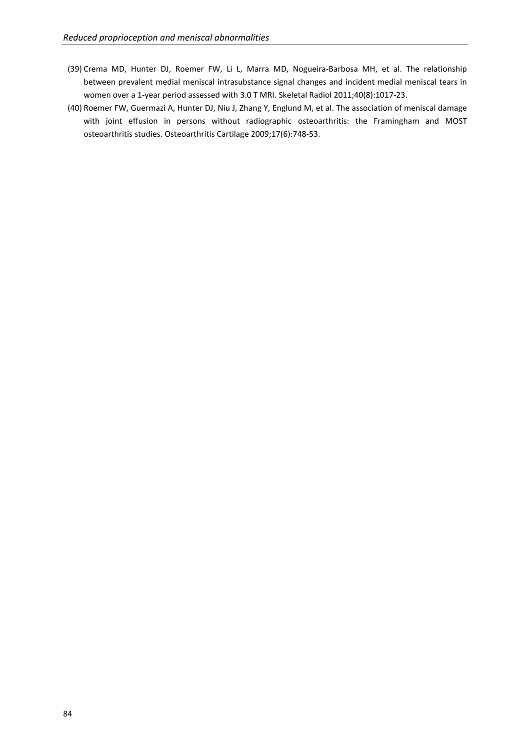(39) Crema MD, Hunter DJ, Roemer FW, Li L, Marra MD, Nogueira-Barbosa MH, et al. The relationship between prevalent medial meniscal intrasubstance signal changes and incident medial meniscal tears in women over a 1-year period assessed with 3.0 T MRI. Skeletal Radiol 2011;40(8):1017-23.

(40) Roemer FW, Guermazi A, Hunter DJ, Niu J, Zhang Y, Englund M, et al. The association of meniscal damage with joint effusion in persons without radiographic osteoarthritis: the Framingham and MOST osteoarthritis studies. Osteoarthritis Cartilage 2009;17(6):748-53.